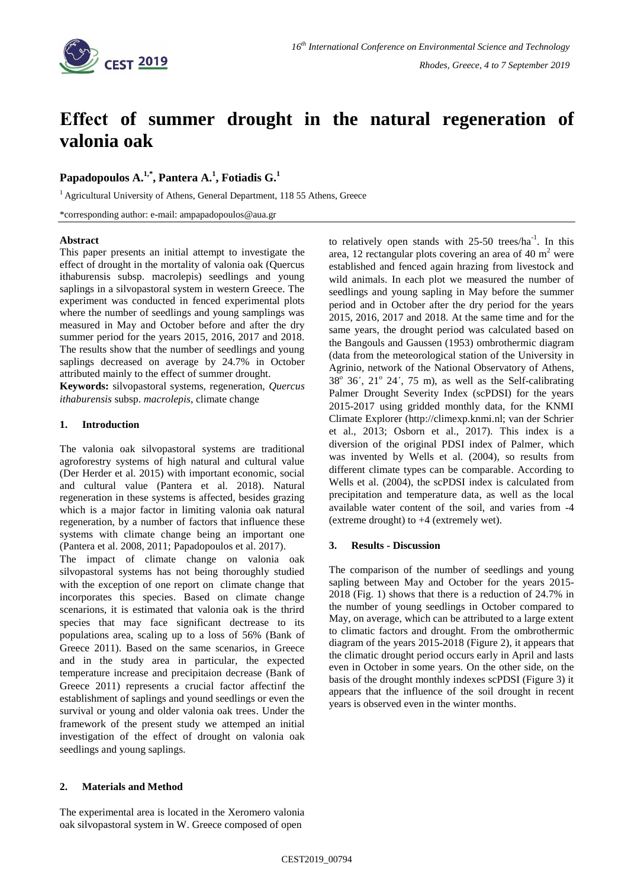# Effect of summer drought in the natural regeneration of valonia oak

**Papadopoulos A.[1,*], Pantera A.[1], Fotiadis G.[1]**

[1] Agricultural University of Athens, General Department, 118 55 Athens, Greece

*corresponding author: e-mail: ampapadopoulos@aua.gr

**Abstract**

This paper presents an initial attempt to investigate the effect of drought in the mortality of valonia oak (Quercus ithaburensis subsp. macrolepis) seedlings and young saplings in a silvopastoral system in western Greece. The experiment was conducted in fenced experimental plots where the number of seedlings and young samplings was measured in May and October before and after the dry summer period for the years 2015, 2016, 2017 and 2018. The results show that the number of seedlings and young saplings decreased on average by 24.7% in October attributed mainly to the effect of summer drought.

**Keywords:** silvopastoral systems, regeneration, *Quercus ithaburensis* subsp. *macrolepis*, climate change

## 1. Introduction

The valonia oak silvopastoral systems are traditional agroforestry systems of high natural and cultural value (Der Herder et al. 2015) with important economic, social and cultural value (Pantera et al. 2018). Natural regeneration in these systems is affected, besides grazing which is a major factor in limiting valonia oak natural regeneration, by a number of factors that influence these systems with climate change being an important one (Pantera et al. 2008, 2011; Papadopoulos et al. 2017).

The impact of climate change on valonia oak silvopastoral systems has not being thoroughly studied with the exception of one report on climate change that incorporates this species. Based on climate change scenarions, it is estimated that valonia oak is the thrird species that may face significant dectrease to its populations area, scaling up to a loss of 56% (Bank of Greece 2011). Based on the same scenarios, in Greece and in the study area in particular, the expected temperature increase and precipitaion decrease (Bank of Greece 2011) represents a crucial factor affectinf the establishment of saplings and yound seedlings or even the survival or young and older valonia oak trees. Under the framework of the present study we attemped an initial investigation of the effect of drought on valonia oak seedlings and young saplings.

## 2. Materials and Method

The experimental area is located in the Xeromero valonia oak silvopastoral system in W. Greece composed of open to relatively open stands with 25-50 trees/ha$^{-1}$. In this area, 12 rectangular plots covering an area of 40 m$^2$ were established and fenced again hrazing from livestock and wild animals. In each plot we measured the number of seedlings and young sapling in May before the summer period and in October after the dry period for the years 2015, 2016, 2017 and 2018. At the same time and for the same years, the drought period was calculated based on the Bangouls and Gaussen (1953) ombrothermic diagram (data from the meteorological station of the University in Agrinio, network of the National Observatory of Athens, 38$^o$ 36´, 21$^o$ 24´, 75 m), as well as the Self-calibrating Palmer Drought Severity Index (scPDSI) for the years 2015-2017 using gridded monthly data, for the KNMI Climate Explorer (http://climexp.knmi.nl; van der Schrier et al., 2013; Osborn et al., 2017). This index is a diversion of the original PDSI index of Palmer, which was invented by Wells et al. (2004), so results from different climate types can be comparable. According to Wells et al. (2004), the scPDSI index is calculated from precipitation and temperature data, as well as the local available water content of the soil, and varies from -4 (extreme drought) to +4 (extremely wet).

## 3. Results - Discussion

The comparison of the number of seedlings and young sapling between May and October for the years 2015-2018 (Fig. 1) shows that there is a reduction of 24.7% in the number of young seedlings in October compared to May, on average, which can be attributed to a large extent to climatic factors and drought. From the ombrothermic diagram of the years 2015-2018 (Figure 2), it appears that the climatic drought period occurs early in April and lasts even in October in some years. On the other side, on the basis of the drought monthly indexes scPDSI (Figure 3) it appears that the influence of the soil drought in recent years is observed even in the winter months.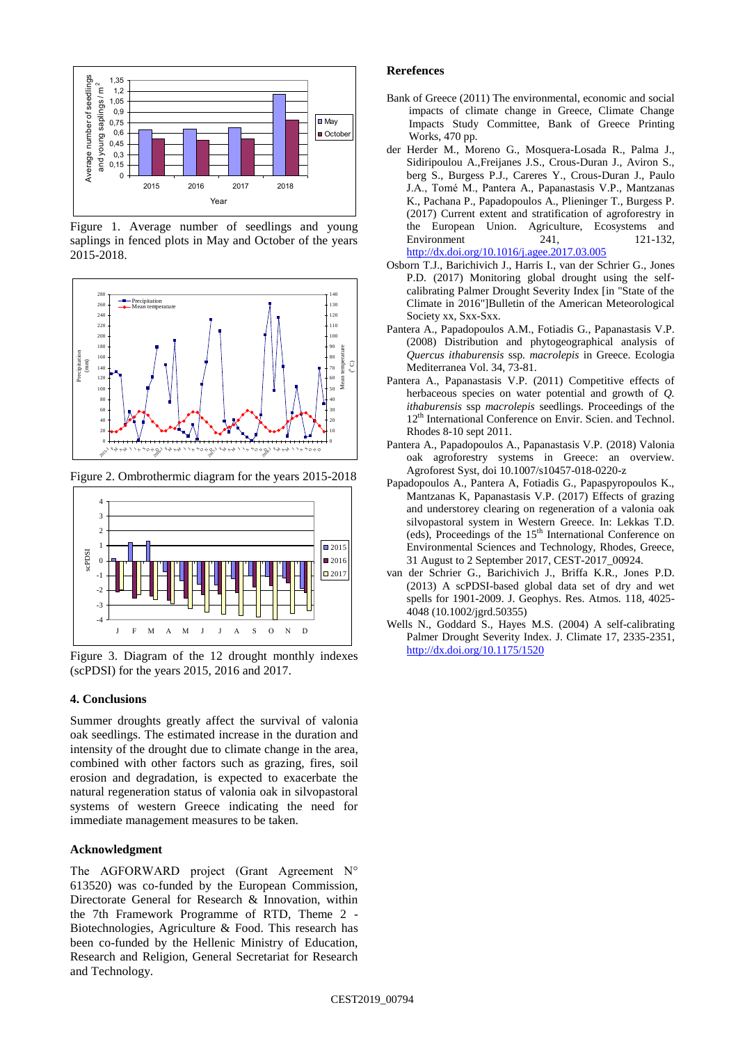1,35
1,2
1,05
0,9
0,75
0,6
0,45
0,3
0,15
0

Average number of seedlings and young saplings / m²

2015
2016
2017
2018

Year

May
October

Figure 1. Average number of seedlings and young saplings in fenced plots in May and October of the years 2015-2018.

Precipitation
Mean temperature

Precipitation (mm)

Mean temperature ( C)

Figure 2. Ombrothermic diagram for the years 2015-2018

4
3
2
1
0
-1
-2
-3
-4

scPDSI

J F M A M J J A S O N D

2015
2016
2017

Figure 3. Diagram of the 12 drought monthly indexes (scPDSI) for the years 2015, 2016 and 2017.

## 4. Conclusions

Summer droughts greatly affect the survival of valonia oak seedlings. The estimated increase in the duration and intensity of the drought due to climate change in the area, combined with other factors such as grazing, fires, soil erosion and degradation, is expected to exacerbate the natural regeneration status of valonia oak in silvopastoral systems of western Greece indicating the need for immediate management measures to be taken.

## Acknowledgment

The AGFORWARD project (Grant Agreement N° 613520) was co-funded by the European Commission, Directorate General for Research & Innovation, within the 7th Framework Programme of RTD, Theme 2 - Biotechnologies, Agriculture & Food. This research has been co-funded by the Hellenic Ministry of Education, Research and Religion, General Secretariat for Research and Technology.

## Rerefences

Bank of Greece (2011) The environmental, economic and social impacts of climate change in Greece, Climate Change Impacts Study Committee, Bank of Greece Printing Works, 470 pp.

der Herder M., Moreno G., Mosquera-Losada R., Palma J., Sidiripoulou A.,Freijanes J.S., Crous-Duran J., Aviron S., berg S., Burgess P.J., Careres Y., Crous-Duran J., Paulo J.A., Tomé M., Pantera A., Papanastasis V.P., Mantzanas K., Pachana P., Papadopoulos A., Plieninger T., Burgess P. (2017) Current extent and stratification of agroforestry in the European Union. Agriculture, Ecosystems and Environment 241, 121-132, http://dx.doi.org/10.1016/j.agee.2017.03.005

Osborn T.J., Barichivich J., Harris I., van der Schrier G., Jones P.D. (2017) Monitoring global drought using the self-calibrating Palmer Drought Severity Index [in "State of the Climate in 2016"]Bulletin of the American Meteorological Society xx, Sxx-Sxx.

Pantera A., Papadopoulos A.M., Fotiadis G., Papanastasis V.P. (2008) Distribution and phytogeographical analysis of *Quercus ithaburensis* ssp. *macrolepis* in Greece. Ecologia Mediterranea Vol. 34, 73-81.

Pantera A., Papanastasis V.P. (2011) Competitive effects of herbaceous species on water potential and growth of *Q. ithaburensis* ssp *macrolepis* seedlings. Proceedings of the 12th International Conference on Envir. Scien. and Technol. Rhodes 8-10 sept 2011.

Pantera A., Papadopoulos A., Papanastasis V.P. (2018) Valonia oak agroforestry systems in Greece: an overview. Agroforest Syst, doi 10.1007/s10457-018-0220-z

Papadopoulos A., Pantera A, Fotiadis G., Papaspyropoulos K., Mantzanas K, Papanastasis V.P. (2017) Effects of grazing and understory clearing on regeneration of a valonia oak silvopastoral system in Western Greece. In: Lekkas T.D. (eds), Proceedings of the 15th International Conference on Environmental Sciences and Technology, Rhodes, Greece, 31 August to 2 September 2017, CEST-2017_00924.

van der Schrier G., Barichivich J., Briffa K.R., Jones P.D. (2013) A scPDSI-based global data set of dry and wet spells for 1901-2009. J. Geophys. Res. Atmos. 118, 4025-4048 (10.1002/jgrd.50355)

Wells N., Goddard S., Hayes M.S. (2004) A self-calibrating Palmer Drought Severity Index. J. Climate 17, 2335-2351, http://dx.doi.org/10.1175/1520